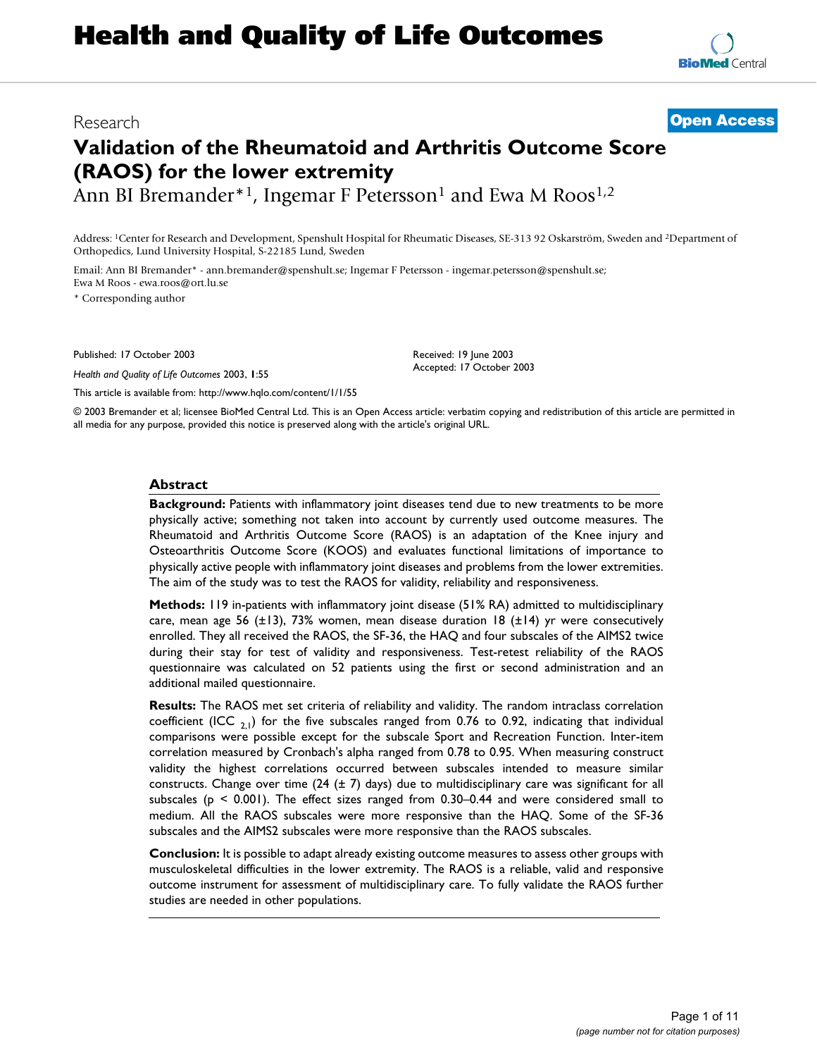Research

**Open Access**

# Validation of the Rheumatoid and Arthritis Outcome Score (RAOS) for the lower extremity

Ann BI Bremander*[1], Ingemar F Petersson[1] and Ewa M Roos[1,2]

Address: [1]Center for Research and Development, Spenshult Hospital for Rheumatic Diseases, SE-313 92 Oskarström, Sweden and [2]Department of Orthopedics, Lund University Hospital, S-22185 Lund, Sweden

Email: Ann BI Bremander* - ann.bremander@spenshult.se; Ingemar F Petersson - ingemar.petersson@spenshult.se; Ewa M Roos - ewa.roos@ort.lu.se

* Corresponding author

Published: 17 October 2003

*Health and Quality of Life Outcomes* 2003, **1**:55

This article is available from: http://www.hqlo.com/content/1/1/55

Received: 19 June 2003
Accepted: 17 October 2003

© 2003 Bremander et al; licensee BioMed Central Ltd. This is an Open Access article: verbatim copying and redistribution of this article are permitted in all media for any purpose, provided this notice is preserved along with the article's original URL.

## Abstract

**Background:** Patients with inflammatory joint diseases tend due to new treatments to be more physically active; something not taken into account by currently used outcome measures. The Rheumatoid and Arthritis Outcome Score (RAOS) is an adaptation of the Knee injury and Osteoarthritis Outcome Score (KOOS) and evaluates functional limitations of importance to physically active people with inflammatory joint diseases and problems from the lower extremities. The aim of the study was to test the RAOS for validity, reliability and responsiveness.

**Methods:** 119 in-patients with inflammatory joint disease (51% RA) admitted to multidisciplinary care, mean age 56 (±13), 73% women, mean disease duration 18 (±14) yr were consecutively enrolled. They all received the RAOS, the SF-36, the HAQ and four subscales of the AIMS2 twice during their stay for test of validity and responsiveness. Test-retest reliability of the RAOS questionnaire was calculated on 52 patients using the first or second administration and an additional mailed questionnaire.

**Results:** The RAOS met set criteria of reliability and validity. The random intraclass correlation coefficient ($ICC_{2,1}$) for the five subscales ranged from 0.76 to 0.92, indicating that individual comparisons were possible except for the subscale Sport and Recreation Function. Inter-item correlation measured by Cronbach's alpha ranged from 0.78 to 0.95. When measuring construct validity the highest correlations occurred between subscales intended to measure similar constructs. Change over time (24 (± 7) days) due to multidisciplinary care was significant for all subscales ($p < 0.001$). The effect sizes ranged from 0.30–0.44 and were considered small to medium. All the RAOS subscales were more responsive than the HAQ. Some of the SF-36 subscales and the AIMS2 subscales were more responsive than the RAOS subscales.

**Conclusion:** It is possible to adapt already existing outcome measures to assess other groups with musculoskeletal difficulties in the lower extremity. The RAOS is a reliable, valid and responsive outcome instrument for assessment of multidisciplinary care. To fully validate the RAOS further studies are needed in other populations.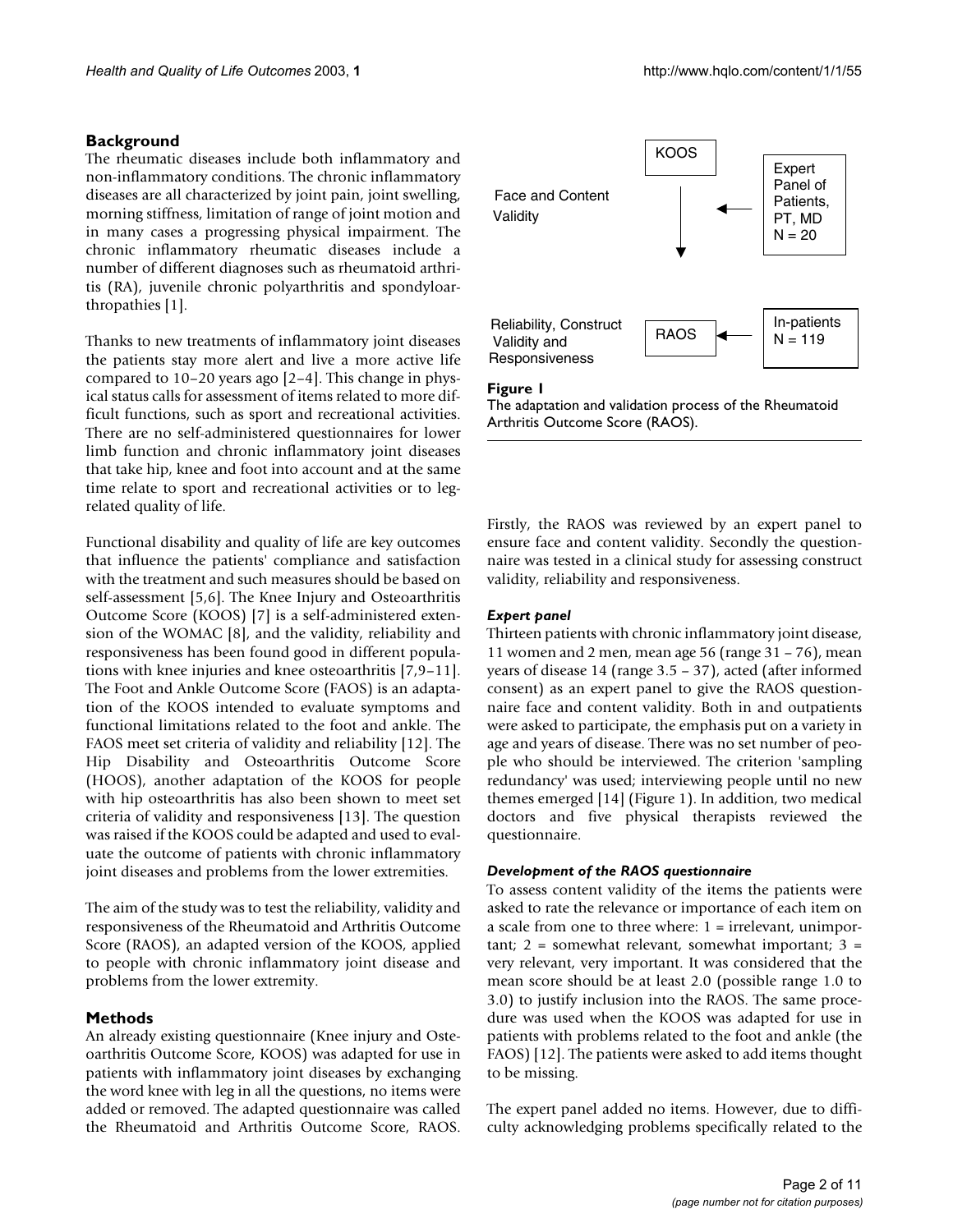## Background

The rheumatic diseases include both inflammatory and non-inflammatory conditions. The chronic inflammatory diseases are all characterized by joint pain, joint swelling, morning stiffness, limitation of range of joint motion and in many cases a progressing physical impairment. The chronic inflammatory rheumatic diseases include a number of different diagnoses such as rheumatoid arthritis (RA), juvenile chronic polyarthritis and spondyloarthropathies [1].

Thanks to new treatments of inflammatory joint diseases the patients stay more alert and live a more active life compared to 10–20 years ago [2–4]. This change in physical status calls for assessment of items related to more difficult functions, such as sport and recreational activities. There are no self-administered questionnaires for lower limb function and chronic inflammatory joint diseases that take hip, knee and foot into account and at the same time relate to sport and recreational activities or to leg-related quality of life.

Functional disability and quality of life are key outcomes that influence the patients' compliance and satisfaction with the treatment and such measures should be based on self-assessment [5,6]. The Knee Injury and Osteoarthritis Outcome Score (KOOS) [7] is a self-administered extension of the WOMAC [8], and the validity, reliability and responsiveness has been found good in different populations with knee injuries and knee osteoarthritis [7,9–11]. The Foot and Ankle Outcome Score (FAOS) is an adaptation of the KOOS intended to evaluate symptoms and functional limitations related to the foot and ankle. The FAOS meet set criteria of validity and reliability [12]. The Hip Disability and Osteoarthritis Outcome Score (HOOS), another adaptation of the KOOS for people with hip osteoarthritis has also been shown to meet set criteria of validity and responsiveness [13]. The question was raised if the KOOS could be adapted and used to evaluate the outcome of patients with chronic inflammatory joint diseases and problems from the lower extremities.

The aim of the study was to test the reliability, validity and responsiveness of the Rheumatoid and Arthritis Outcome Score (RAOS), an adapted version of the KOOS, applied to people with chronic inflammatory joint disease and problems from the lower extremity.

## Methods

An already existing questionnaire (Knee injury and Osteoarthritis Outcome Score, KOOS) was adapted for use in patients with inflammatory joint diseases by exchanging the word knee with leg in all the questions, no items were added or removed. The adapted questionnaire was called the Rheumatoid and Arthritis Outcome Score, RAOS.

Face and Content Validity — KOOS ← Expert Panel of Patients, PT, MD N = 20

Reliability, Construct Validity and Responsiveness — RAOS ← In-patients N = 119

**Figure 1**
The adaptation and validation process of the Rheumatoid Arthritis Outcome Score (RAOS).

Firstly, the RAOS was reviewed by an expert panel to ensure face and content validity. Secondly the questionnaire was tested in a clinical study for assessing construct validity, reliability and responsiveness.

### *Expert panel*

Thirteen patients with chronic inflammatory joint disease, 11 women and 2 men, mean age 56 (range 31 – 76), mean years of disease 14 (range 3.5 – 37), acted (after informed consent) as an expert panel to give the RAOS questionnaire face and content validity. Both in and outpatients were asked to participate, the emphasis put on a variety in age and years of disease. There was no set number of people who should be interviewed. The criterion 'sampling redundancy' was used; interviewing people until no new themes emerged [14] (Figure 1). In addition, two medical doctors and five physical therapists reviewed the questionnaire.

### *Development of the RAOS questionnaire*

To assess content validity of the items the patients were asked to rate the relevance or importance of each item on a scale from one to three where: 1 = irrelevant, unimportant; 2 = somewhat relevant, somewhat important; 3 = very relevant, very important. It was considered that the mean score should be at least 2.0 (possible range 1.0 to 3.0) to justify inclusion into the RAOS. The same procedure was used when the KOOS was adapted for use in patients with problems related to the foot and ankle (the FAOS) [12]. The patients were asked to add items thought to be missing.

The expert panel added no items. However, due to difficulty acknowledging problems specifically related to the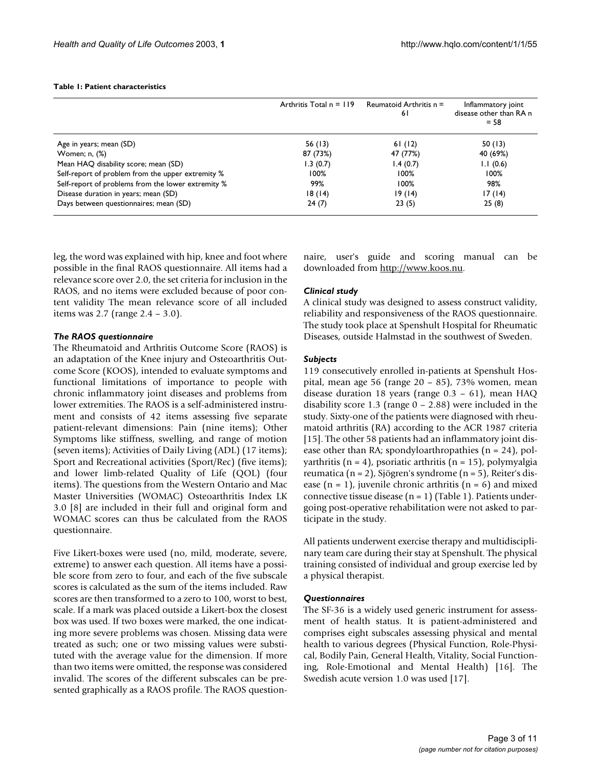**Table 1: Patient characteristics**

| | Arthritis Total n = 119 | Reumatoid Arthritis n = 61 | Inflammatory joint disease other than RA n = 58 |
|---|---|---|---|
| Age in years; mean (SD) | 56 (13) | 61 (12) | 50 (13) |
| Women; n, (%) | 87 (73%) | 47 (77%) | 40 (69%) |
| Mean HAQ disability score; mean (SD) | 1.3 (0.7) | 1.4 (0.7) | 1.1 (0.6) |
| Self-report of problem from the upper extremity % | 100% | 100% | 100% |
| Self-report of problems from the lower extremity % | 99% | 100% | 98% |
| Disease duration in years; mean (SD) | 18 (14) | 19 (14) | 17 (14) |
| Days between questionnaires; mean (SD) | 24 (7) | 23 (5) | 25 (8) |

leg, the word was explained with hip, knee and foot where possible in the final RAOS questionnaire. All items had a relevance score over 2.0, the set criteria for inclusion in the RAOS, and no items were excluded because of poor content validity The mean relevance score of all included items was 2.7 (range 2.4 – 3.0).

### *The RAOS questionnaire*

The Rheumatoid and Arthritis Outcome Score (RAOS) is an adaptation of the Knee injury and Osteoarthritis Outcome Score (KOOS), intended to evaluate symptoms and functional limitations of importance to people with chronic inflammatory joint diseases and problems from lower extremities. The RAOS is a self-administered instrument and consists of 42 items assessing five separate patient-relevant dimensions: Pain (nine items); Other Symptoms like stiffness, swelling, and range of motion (seven items); Activities of Daily Living (ADL) (17 items); Sport and Recreational activities (Sport/Rec) (five items); and lower limb-related Quality of Life (QOL) (four items). The questions from the Western Ontario and Mac Master Universities (WOMAC) Osteoarthritis Index LK 3.0 [8] are included in their full and original form and WOMAC scores can thus be calculated from the RAOS questionnaire.

Five Likert-boxes were used (no, mild, moderate, severe, extreme) to answer each question. All items have a possible score from zero to four, and each of the five subscale scores is calculated as the sum of the items included. Raw scores are then transformed to a zero to 100, worst to best, scale. If a mark was placed outside a Likert-box the closest box was used. If two boxes were marked, the one indicating more severe problems was chosen. Missing data were treated as such; one or two missing values were substituted with the average value for the dimension. If more than two items were omitted, the response was considered invalid. The scores of the different subscales can be presented graphically as a RAOS profile. The RAOS questionnaire, user's guide and scoring manual can be downloaded from http://www.koos.nu.

### *Clinical study*

A clinical study was designed to assess construct validity, reliability and responsiveness of the RAOS questionnaire. The study took place at Spenshult Hospital for Rheumatic Diseases, outside Halmstad in the southwest of Sweden.

### *Subjects*

119 consecutively enrolled in-patients at Spenshult Hospital, mean age 56 (range 20 – 85), 73% women, mean disease duration 18 years (range 0.3 – 61), mean HAQ disability score 1.3 (range 0 – 2.88) were included in the study. Sixty-one of the patients were diagnosed with rheumatoid arthritis (RA) according to the ACR 1987 criteria [15]. The other 58 patients had an inflammatory joint disease other than RA; spondyloarthropathies (n = 24), polyarthritis (n = 4), psoriatic arthritis (n = 15), polymyalgia reumatica (n = 2), Sjögren's syndrome (n = 5), Reiter's disease (n = 1), juvenile chronic arthritis (n = 6) and mixed connective tissue disease (n = 1) (Table 1). Patients undergoing post-operative rehabilitation were not asked to participate in the study.

All patients underwent exercise therapy and multidisciplinary team care during their stay at Spenshult. The physical training consisted of individual and group exercise led by a physical therapist.

### *Questionnaires*

The SF-36 is a widely used generic instrument for assessment of health status. It is patient-administered and comprises eight subscales assessing physical and mental health to various degrees (Physical Function, Role-Physical, Bodily Pain, General Health, Vitality, Social Functioning, Role-Emotional and Mental Health) [16]. The Swedish acute version 1.0 was used [17].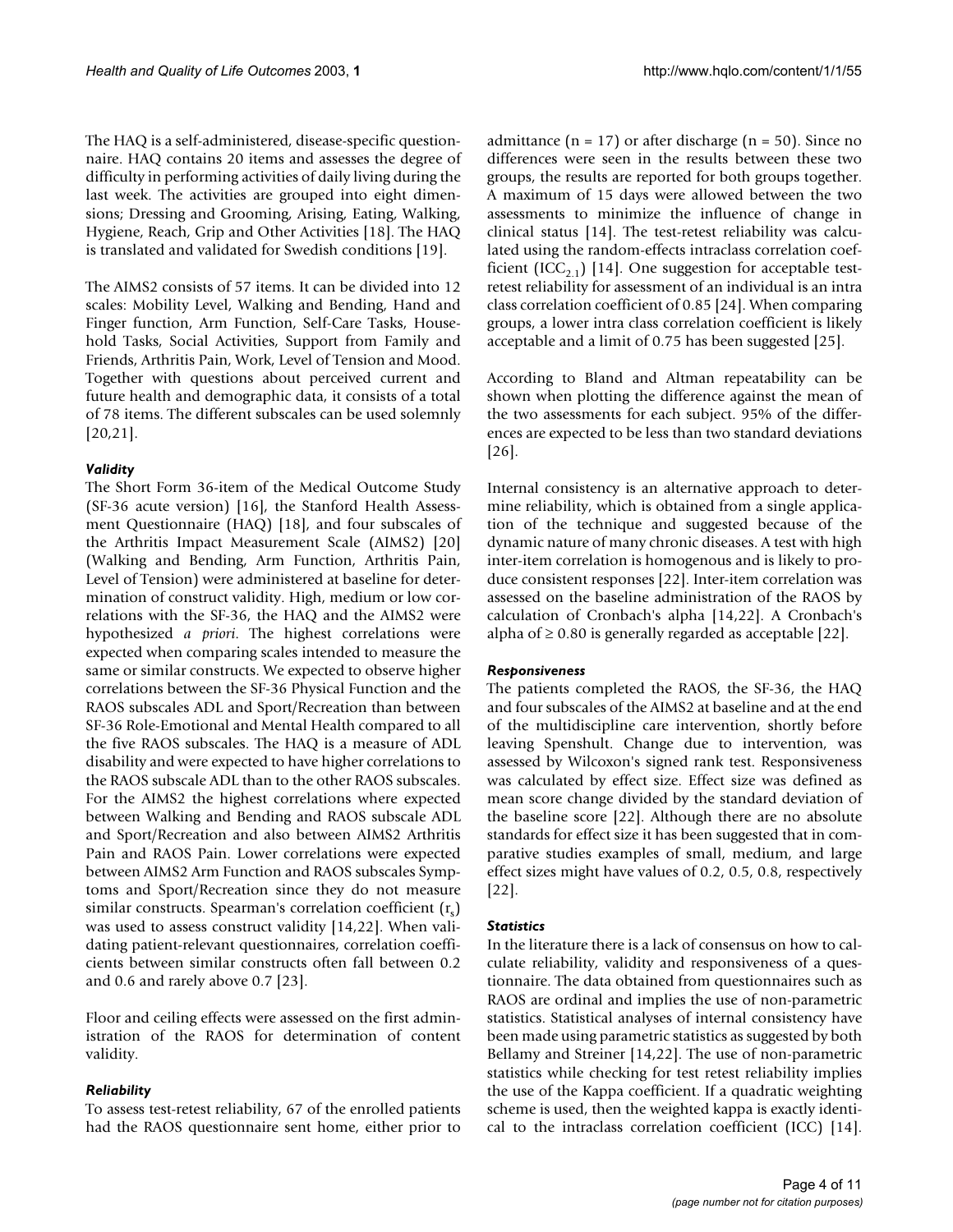The HAQ is a self-administered, disease-specific questionnaire. HAQ contains 20 items and assesses the degree of difficulty in performing activities of daily living during the last week. The activities are grouped into eight dimensions; Dressing and Grooming, Arising, Eating, Walking, Hygiene, Reach, Grip and Other Activities [18]. The HAQ is translated and validated for Swedish conditions [19].

The AIMS2 consists of 57 items. It can be divided into 12 scales: Mobility Level, Walking and Bending, Hand and Finger function, Arm Function, Self-Care Tasks, Household Tasks, Social Activities, Support from Family and Friends, Arthritis Pain, Work, Level of Tension and Mood. Together with questions about perceived current and future health and demographic data, it consists of a total of 78 items. The different subscales can be used solemnly [20,21].

### *Validity*

The Short Form 36-item of the Medical Outcome Study (SF-36 acute version) [16], the Stanford Health Assessment Questionnaire (HAQ) [18], and four subscales of the Arthritis Impact Measurement Scale (AIMS2) [20] (Walking and Bending, Arm Function, Arthritis Pain, Level of Tension) were administered at baseline for determination of construct validity. High, medium or low correlations with the SF-36, the HAQ and the AIMS2 were hypothesized *a priori*. The highest correlations were expected when comparing scales intended to measure the same or similar constructs. We expected to observe higher correlations between the SF-36 Physical Function and the RAOS subscales ADL and Sport/Recreation than between SF-36 Role-Emotional and Mental Health compared to all the five RAOS subscales. The HAQ is a measure of ADL disability and were expected to have higher correlations to the RAOS subscale ADL than to the other RAOS subscales. For the AIMS2 the highest correlations where expected between Walking and Bending and RAOS subscale ADL and Sport/Recreation and also between AIMS2 Arthritis Pain and RAOS Pain. Lower correlations were expected between AIMS2 Arm Function and RAOS subscales Symptoms and Sport/Recreation since they do not measure similar constructs. Spearman's correlation coefficient ($r_s$) was used to assess construct validity [14,22]. When validating patient-relevant questionnaires, correlation coefficients between similar constructs often fall between 0.2 and 0.6 and rarely above 0.7 [23].

Floor and ceiling effects were assessed on the first administration of the RAOS for determination of content validity.

### *Reliability*

To assess test-retest reliability, 67 of the enrolled patients had the RAOS questionnaire sent home, either prior to admittance (n = 17) or after discharge (n = 50). Since no differences were seen in the results between these two groups, the results are reported for both groups together. A maximum of 15 days were allowed between the two assessments to minimize the influence of change in clinical status [14]. The test-retest reliability was calculated using the random-effects intraclass correlation coefficient ($ICC_{2.1}$) [14]. One suggestion for acceptable test-retest reliability for assessment of an individual is an intra class correlation coefficient of 0.85 [24]. When comparing groups, a lower intra class correlation coefficient is likely acceptable and a limit of 0.75 has been suggested [25].

According to Bland and Altman repeatability can be shown when plotting the difference against the mean of the two assessments for each subject. 95% of the differences are expected to be less than two standard deviations [26].

Internal consistency is an alternative approach to determine reliability, which is obtained from a single application of the technique and suggested because of the dynamic nature of many chronic diseases. A test with high inter-item correlation is homogenous and is likely to produce consistent responses [22]. Inter-item correlation was assessed on the baseline administration of the RAOS by calculation of Cronbach's alpha [14,22]. A Cronbach's alpha of $\geq 0.80$ is generally regarded as acceptable [22].

### *Responsiveness*

The patients completed the RAOS, the SF-36, the HAQ and four subscales of the AIMS2 at baseline and at the end of the multidiscipline care intervention, shortly before leaving Spenshult. Change due to intervention, was assessed by Wilcoxon's signed rank test. Responsiveness was calculated by effect size. Effect size was defined as mean score change divided by the standard deviation of the baseline score [22]. Although there are no absolute standards for effect size it has been suggested that in comparative studies examples of small, medium, and large effect sizes might have values of 0.2, 0.5, 0.8, respectively [22].

### *Statistics*

In the literature there is a lack of consensus on how to calculate reliability, validity and responsiveness of a questionnaire. The data obtained from questionnaires such as RAOS are ordinal and implies the use of non-parametric statistics. Statistical analyses of internal consistency have been made using parametric statistics as suggested by both Bellamy and Streiner [14,22]. The use of non-parametric statistics while checking for test retest reliability implies the use of the Kappa coefficient. If a quadratic weighting scheme is used, then the weighted kappa is exactly identical to the intraclass correlation coefficient (ICC) [14].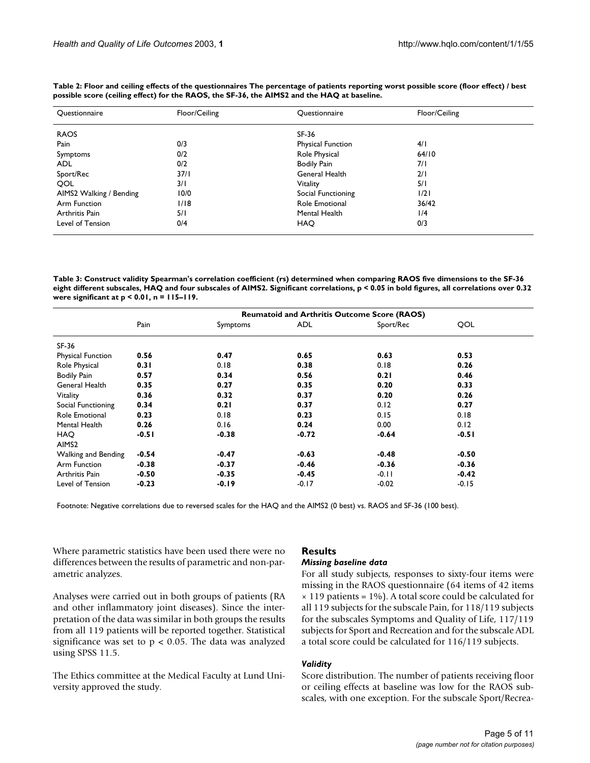**Table 2: Floor and ceiling effects of the questionnaires The percentage of patients reporting worst possible score (floor effect) / best possible score (ceiling effect) for the RAOS, the SF-36, the AIMS2 and the HAQ at baseline.**

| Questionnaire | Floor/Ceiling | Questionnaire | Floor/Ceiling |
|---|---|---|---|
| RAOS | | SF-36 | |
| Pain | 0/3 | Physical Function | 4/1 |
| Symptoms | 0/2 | Role Physical | 64/10 |
| ADL | 0/2 | Bodily Pain | 7/1 |
| Sport/Rec | 37/1 | General Health | 2/1 |
| QOL | 3/1 | Vitality | 5/1 |
| AIMS2 Walking / Bending | 10/0 | Social Functioning | 1/21 |
| Arm Function | 1/18 | Role Emotional | 36/42 |
| Arthritis Pain | 5/1 | Mental Health | 1/4 |
| Level of Tension | 0/4 | HAQ | 0/3 |

**Table 3: Construct validity Spearman's correlation coefficient (rs) determined when comparing RAOS five dimensions to the SF-36 eight different subscales, HAQ and four subscales of AIMS2. Significant correlations, p < 0.05 in bold figures, all correlations over 0.32 were significant at p < 0.01, n = 115–119.**

| | Reumatoid and Arthritis Outcome Score (RAOS) | | | | |
|---|---|---|---|---|---|
| | Pain | Symptoms | ADL | Sport/Rec | QOL |
| SF-36 | | | | | |
| Physical Function | **0.56** | **0.47** | **0.65** | **0.63** | **0.53** |
| Role Physical | **0.31** | 0.18 | **0.38** | 0.18 | **0.26** |
| Bodily Pain | **0.57** | **0.34** | **0.56** | **0.21** | **0.46** |
| General Health | **0.35** | 0.27 | **0.35** | **0.20** | **0.33** |
| Vitality | **0.36** | **0.32** | **0.37** | **0.20** | **0.26** |
| Social Functioning | **0.34** | **0.21** | **0.37** | 0.12 | **0.27** |
| Role Emotional | **0.23** | 0.18 | **0.23** | 0.15 | 0.18 |
| Mental Health | **0.26** | 0.16 | **0.24** | 0.00 | 0.12 |
| HAQ | **-0.51** | **-0.38** | **-0.72** | **-0.64** | **-0.51** |
| AIMS2 | | | | | |
| Walking and Bending | **-0.54** | **-0.47** | **-0.63** | **-0.48** | **-0.50** |
| Arm Function | **-0.38** | **-0.37** | **-0.46** | **-0.36** | **-0.36** |
| Arthritis Pain | **-0.50** | **-0.35** | **-0.45** | -0.11 | **-0.42** |
| Level of Tension | **-0.23** | **-0.19** | -0.17 | -0.02 | -0.15 |

Footnote: Negative correlations due to reversed scales for the HAQ and the AIMS2 (0 best) vs. RAOS and SF-36 (100 best).

Where parametric statistics have been used there were no differences between the results of parametric and non-parametric analyzes.

Analyses were carried out in both groups of patients (RA and other inflammatory joint diseases). Since the interpretation of the data was similar in both groups the results from all 119 patients will be reported together. Statistical significance was set to $p < 0.05$. The data was analyzed using SPSS 11.5.

The Ethics committee at the Medical Faculty at Lund University approved the study.

## Results

### *Missing baseline data*

For all study subjects, responses to sixty-four items were missing in the RAOS questionnaire (64 items of 42 items $\times$ 119 patients = 1%). A total score could be calculated for all 119 subjects for the subscale Pain, for 118/119 subjects for the subscales Symptoms and Quality of Life, 117/119 subjects for Sport and Recreation and for the subscale ADL a total score could be calculated for 116/119 subjects.

### *Validity*

Score distribution. The number of patients receiving floor or ceiling effects at baseline was low for the RAOS subscales, with one exception. For the subscale Sport/Recrea-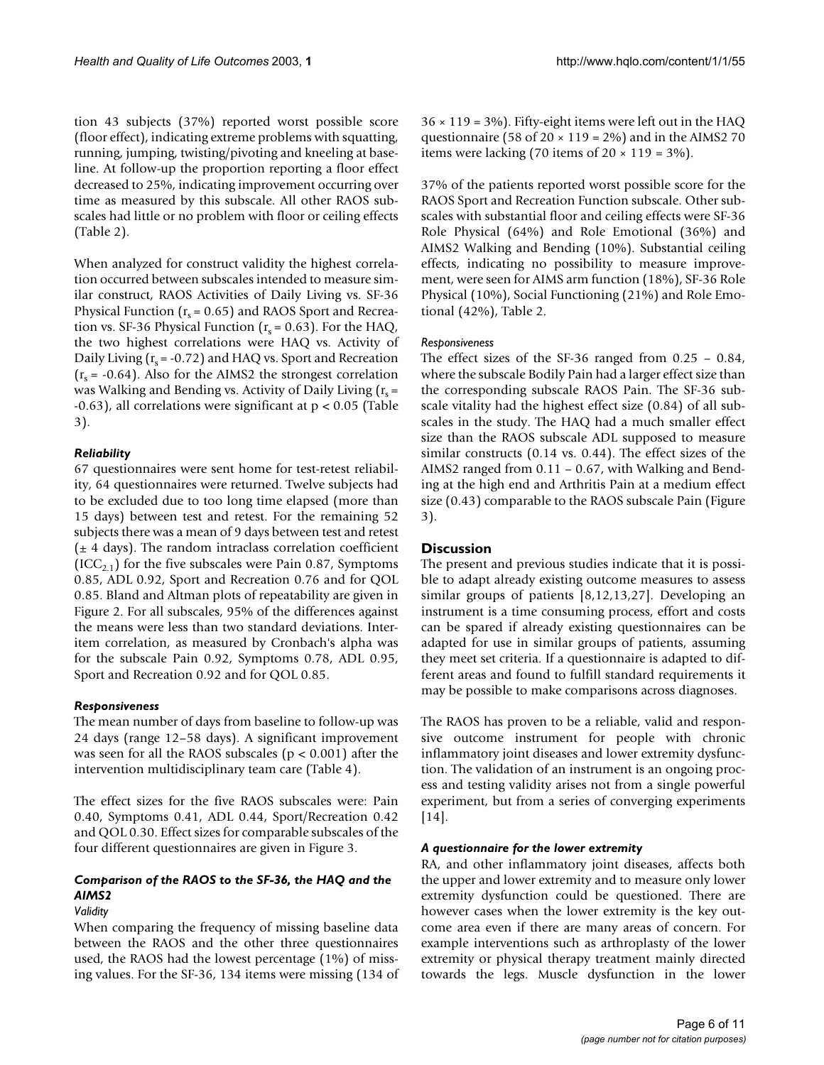tion 43 subjects (37%) reported worst possible score (floor effect), indicating extreme problems with squatting, running, jumping, twisting/pivoting and kneeling at baseline. At follow-up the proportion reporting a floor effect decreased to 25%, indicating improvement occurring over time as measured by this subscale. All other RAOS subscales had little or no problem with floor or ceiling effects (Table 2).

When analyzed for construct validity the highest correlation occurred between subscales intended to measure similar construct, RAOS Activities of Daily Living vs. SF-36 Physical Function ($r_s = 0.65$) and RAOS Sport and Recreation vs. SF-36 Physical Function ($r_s = 0.63$). For the HAQ, the two highest correlations were HAQ vs. Activity of Daily Living ($r_s = -0.72$) and HAQ vs. Sport and Recreation ($r_s = -0.64$). Also for the AIMS2 the strongest correlation was Walking and Bending vs. Activity of Daily Living ($r_s = -0.63$), all correlations were significant at $p < 0.05$ (Table 3).

#### *Reliability*

67 questionnaires were sent home for test-retest reliability, 64 questionnaires were returned. Twelve subjects had to be excluded due to too long time elapsed (more than 15 days) between test and retest. For the remaining 52 subjects there was a mean of 9 days between test and retest (± 4 days). The random intraclass correlation coefficient ($ICC_{2.1}$) for the five subscales were Pain 0.87, Symptoms 0.85, ADL 0.92, Sport and Recreation 0.76 and for QOL 0.85. Bland and Altman plots of repeatability are given in Figure 2. For all subscales, 95% of the differences against the means were less than two standard deviations. Inter-item correlation, as measured by Cronbach's alpha was for the subscale Pain 0.92, Symptoms 0.78, ADL 0.95, Sport and Recreation 0.92 and for QOL 0.85.

#### *Responsiveness*

The mean number of days from baseline to follow-up was 24 days (range 12–58 days). A significant improvement was seen for all the RAOS subscales ($p < 0.001$) after the intervention multidisciplinary team care (Table 4).

The effect sizes for the five RAOS subscales were: Pain 0.40, Symptoms 0.41, ADL 0.44, Sport/Recreation 0.42 and QOL 0.30. Effect sizes for comparable subscales of the four different questionnaires are given in Figure 3.

### *Comparison of the RAOS to the SF-36, the HAQ and the AIMS2*

#### *Validity*

When comparing the frequency of missing baseline data between the RAOS and the other three questionnaires used, the RAOS had the lowest percentage (1%) of missing values. For the SF-36, 134 items were missing (134 of 36 × 119 = 3%). Fifty-eight items were left out in the HAQ questionnaire (58 of 20 × 119 = 2%) and in the AIMS2 70 items were lacking (70 items of 20 × 119 = 3%).

37% of the patients reported worst possible score for the RAOS Sport and Recreation Function subscale. Other subscales with substantial floor and ceiling effects were SF-36 Role Physical (64%) and Role Emotional (36%) and AIMS2 Walking and Bending (10%). Substantial ceiling effects, indicating no possibility to measure improvement, were seen for AIMS arm function (18%), SF-36 Role Physical (10%), Social Functioning (21%) and Role Emotional (42%), Table 2.

#### *Responsiveness*

The effect sizes of the SF-36 ranged from 0.25 – 0.84, where the subscale Bodily Pain had a larger effect size than the corresponding subscale RAOS Pain. The SF-36 subscale vitality had the highest effect size (0.84) of all subscales in the study. The HAQ had a much smaller effect size than the RAOS subscale ADL supposed to measure similar constructs (0.14 vs. 0.44). The effect sizes of the AIMS2 ranged from 0.11 – 0.67, with Walking and Bending at the high end and Arthritis Pain at a medium effect size (0.43) comparable to the RAOS subscale Pain (Figure 3).

## Discussion

The present and previous studies indicate that it is possible to adapt already existing outcome measures to assess similar groups of patients [8,12,13,27]. Developing an instrument is a time consuming process, effort and costs can be spared if already existing questionnaires can be adapted for use in similar groups of patients, assuming they meet set criteria. If a questionnaire is adapted to different areas and found to fulfill standard requirements it may be possible to make comparisons across diagnoses.

The RAOS has proven to be a reliable, valid and responsive outcome instrument for people with chronic inflammatory joint diseases and lower extremity dysfunction. The validation of an instrument is an ongoing process and testing validity arises not from a single powerful experiment, but from a series of converging experiments [14].

### *A questionnaire for the lower extremity*

RA, and other inflammatory joint diseases, affects both the upper and lower extremity and to measure only lower extremity dysfunction could be questioned. There are however cases when the lower extremity is the key outcome area even if there are many areas of concern. For example interventions such as arthroplasty of the lower extremity or physical therapy treatment mainly directed towards the legs. Muscle dysfunction in the lower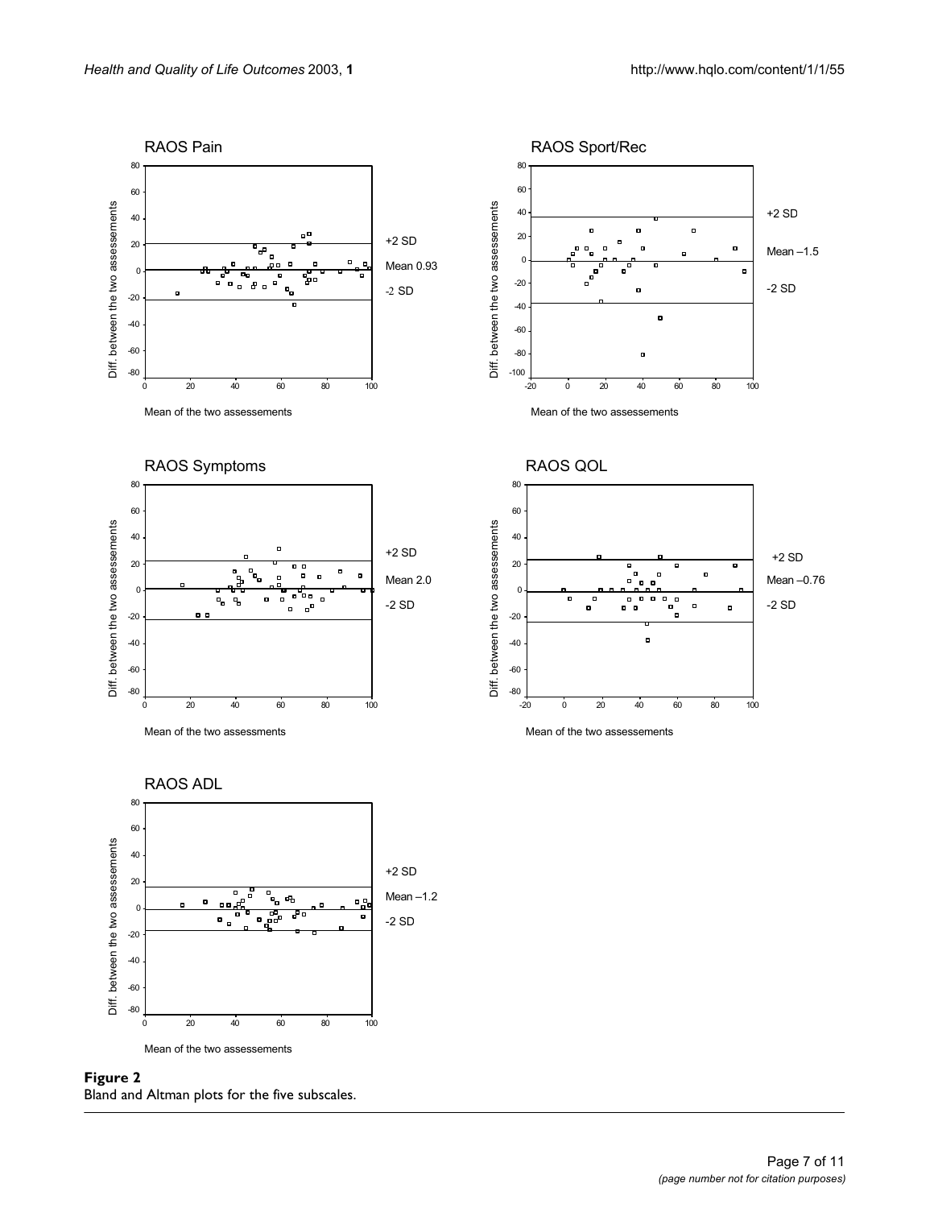**Figure 2**
Bland and Altman plots for the five subscales.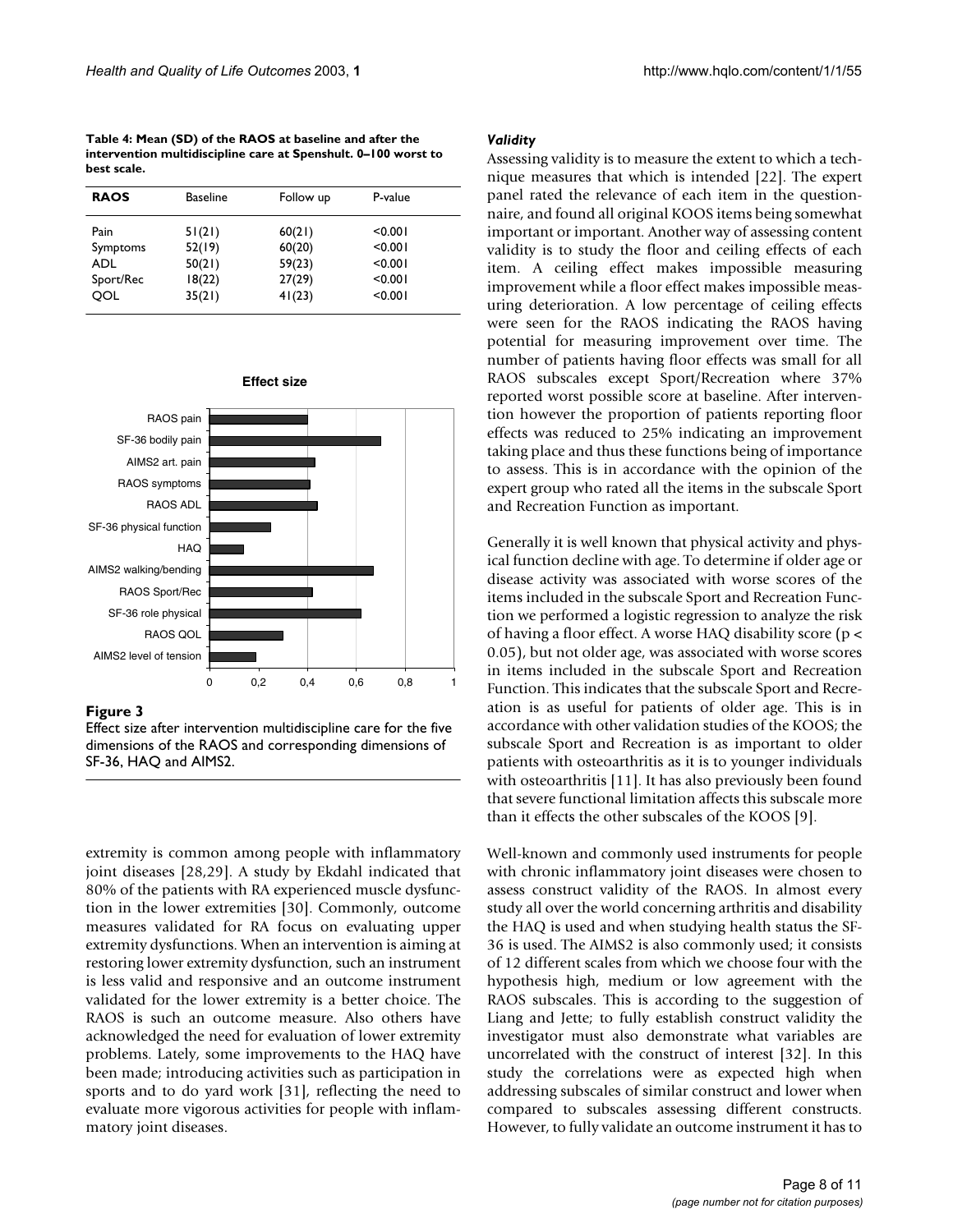**Table 4: Mean (SD) of the RAOS at baseline and after the intervention multidiscipline care at Spenshult. 0–100 worst to best scale.**

| RAOS | Baseline | Follow up | P-value |
|---|---|---|---|
| Pain | 51(21) | 60(21) | <0.001 |
| Symptoms | 52(19) | 60(20) | <0.001 |
| ADL | 50(21) | 59(23) | <0.001 |
| Sport/Rec | 18(22) | 27(29) | <0.001 |
| QOL | 35(21) | 41(23) | <0.001 |

**Figure 3**

Effect size after intervention multidiscipline care for the five dimensions of the RAOS and corresponding dimensions of SF-36, HAQ and AIMS2.

extremity is common among people with inflammatory joint diseases [28,29]. A study by Ekdahl indicated that 80% of the patients with RA experienced muscle dysfunction in the lower extremities [30]. Commonly, outcome measures validated for RA focus on evaluating upper extremity dysfunctions. When an intervention is aiming at restoring lower extremity dysfunction, such an instrument is less valid and responsive and an outcome instrument validated for the lower extremity is a better choice. The RAOS is such an outcome measure. Also others have acknowledged the need for evaluation of lower extremity problems. Lately, some improvements to the HAQ have been made; introducing activities such as participation in sports and to do yard work [31], reflecting the need to evaluate more vigorous activities for people with inflammatory joint diseases.

### *Validity*

Assessing validity is to measure the extent to which a technique measures that which is intended [22]. The expert panel rated the relevance of each item in the questionnaire, and found all original KOOS items being somewhat important or important. Another way of assessing content validity is to study the floor and ceiling effects of each item. A ceiling effect makes impossible measuring improvement while a floor effect makes impossible measuring deterioration. A low percentage of ceiling effects were seen for the RAOS indicating the RAOS having potential for measuring improvement over time. The number of patients having floor effects was small for all RAOS subscales except Sport/Recreation where 37% reported worst possible score at baseline. After intervention however the proportion of patients reporting floor effects was reduced to 25% indicating an improvement taking place and thus these functions being of importance to assess. This is in accordance with the opinion of the expert group who rated all the items in the subscale Sport and Recreation Function as important.

Generally it is well known that physical activity and physical function decline with age. To determine if older age or disease activity was associated with worse scores of the items included in the subscale Sport and Recreation Function we performed a logistic regression to analyze the risk of having a floor effect. A worse HAQ disability score ($p < 0.05$), but not older age, was associated with worse scores in items included in the subscale Sport and Recreation Function. This indicates that the subscale Sport and Recreation is as useful for patients of older age. This is in accordance with other validation studies of the KOOS; the subscale Sport and Recreation is as important to older patients with osteoarthritis as it is to younger individuals with osteoarthritis [11]. It has also previously been found that severe functional limitation affects this subscale more than it effects the other subscales of the KOOS [9].

Well-known and commonly used instruments for people with chronic inflammatory joint diseases were chosen to assess construct validity of the RAOS. In almost every study all over the world concerning arthritis and disability the HAQ is used and when studying health status the SF-36 is used. The AIMS2 is also commonly used; it consists of 12 different scales from which we choose four with the hypothesis high, medium or low agreement with the RAOS subscales. This is according to the suggestion of Liang and Jette; to fully establish construct validity the investigator must also demonstrate what variables are uncorrelated with the construct of interest [32]. In this study the correlations were as expected high when addressing subscales of similar construct and lower when compared to subscales assessing different constructs. However, to fully validate an outcome instrument it has to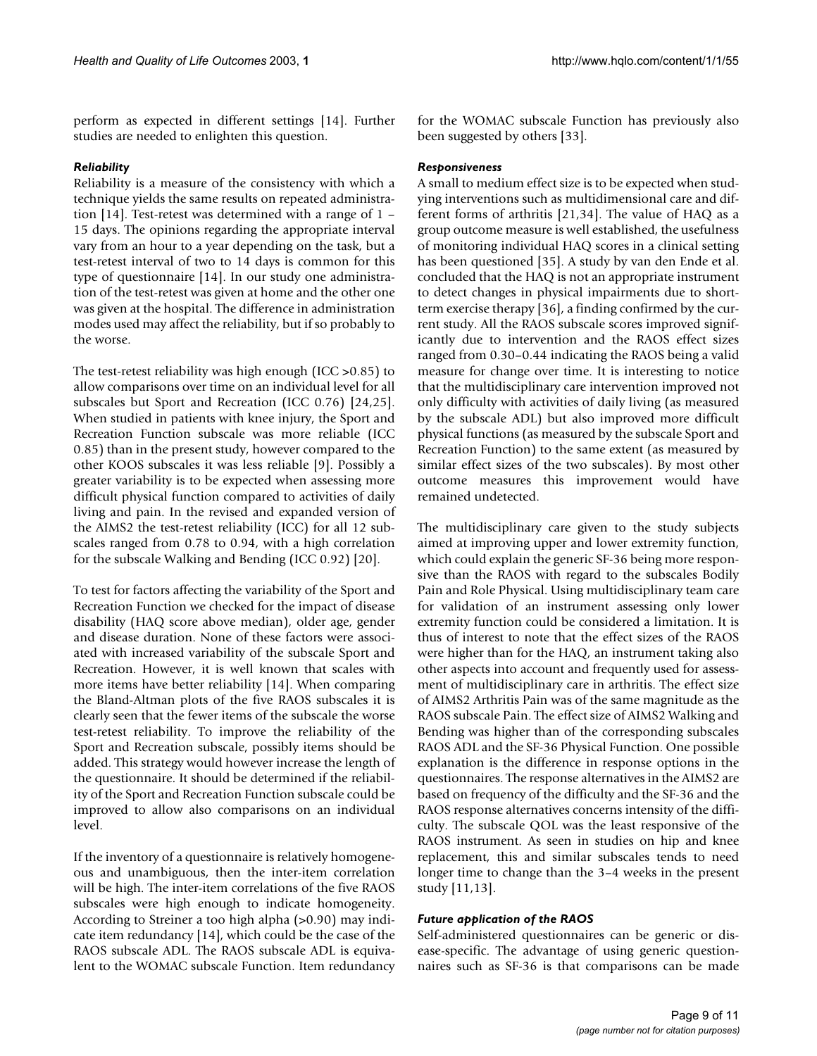perform as expected in different settings [14]. Further studies are needed to enlighten this question.

### *Reliability*

Reliability is a measure of the consistency with which a technique yields the same results on repeated administration [14]. Test-retest was determined with a range of 1 – 15 days. The opinions regarding the appropriate interval vary from an hour to a year depending on the task, but a test-retest interval of two to 14 days is common for this type of questionnaire [14]. In our study one administration of the test-retest was given at home and the other one was given at the hospital. The difference in administration modes used may affect the reliability, but if so probably to the worse.

The test-retest reliability was high enough (ICC >0.85) to allow comparisons over time on an individual level for all subscales but Sport and Recreation (ICC 0.76) [24,25]. When studied in patients with knee injury, the Sport and Recreation Function subscale was more reliable (ICC 0.85) than in the present study, however compared to the other KOOS subscales it was less reliable [9]. Possibly a greater variability is to be expected when assessing more difficult physical function compared to activities of daily living and pain. In the revised and expanded version of the AIMS2 the test-retest reliability (ICC) for all 12 subscales ranged from 0.78 to 0.94, with a high correlation for the subscale Walking and Bending (ICC 0.92) [20].

To test for factors affecting the variability of the Sport and Recreation Function we checked for the impact of disease disability (HAQ score above median), older age, gender and disease duration. None of these factors were associated with increased variability of the subscale Sport and Recreation. However, it is well known that scales with more items have better reliability [14]. When comparing the Bland-Altman plots of the five RAOS subscales it is clearly seen that the fewer items of the subscale the worse test-retest reliability. To improve the reliability of the Sport and Recreation subscale, possibly items should be added. This strategy would however increase the length of the questionnaire. It should be determined if the reliability of the Sport and Recreation Function subscale could be improved to allow also comparisons on an individual level.

If the inventory of a questionnaire is relatively homogeneous and unambiguous, then the inter-item correlation will be high. The inter-item correlations of the five RAOS subscales were high enough to indicate homogeneity. According to Streiner a too high alpha (>0.90) may indicate item redundancy [14], which could be the case of the RAOS subscale ADL. The RAOS subscale ADL is equivalent to the WOMAC subscale Function. Item redundancy for the WOMAC subscale Function has previously also been suggested by others [33].

### *Responsiveness*

A small to medium effect size is to be expected when studying interventions such as multidimensional care and different forms of arthritis [21,34]. The value of HAQ as a group outcome measure is well established, the usefulness of monitoring individual HAQ scores in a clinical setting has been questioned [35]. A study by van den Ende et al. concluded that the HAQ is not an appropriate instrument to detect changes in physical impairments due to short-term exercise therapy [36], a finding confirmed by the current study. All the RAOS subscale scores improved significantly due to intervention and the RAOS effect sizes ranged from 0.30–0.44 indicating the RAOS being a valid measure for change over time. It is interesting to notice that the multidisciplinary care intervention improved not only difficulty with activities of daily living (as measured by the subscale ADL) but also improved more difficult physical functions (as measured by the subscale Sport and Recreation Function) to the same extent (as measured by similar effect sizes of the two subscales). By most other outcome measures this improvement would have remained undetected.

The multidisciplinary care given to the study subjects aimed at improving upper and lower extremity function, which could explain the generic SF-36 being more responsive than the RAOS with regard to the subscales Bodily Pain and Role Physical. Using multidisciplinary team care for validation of an instrument assessing only lower extremity function could be considered a limitation. It is thus of interest to note that the effect sizes of the RAOS were higher than for the HAQ, an instrument taking also other aspects into account and frequently used for assessment of multidisciplinary care in arthritis. The effect size of AIMS2 Arthritis Pain was of the same magnitude as the RAOS subscale Pain. The effect size of AIMS2 Walking and Bending was higher than of the corresponding subscales RAOS ADL and the SF-36 Physical Function. One possible explanation is the difference in response options in the questionnaires. The response alternatives in the AIMS2 are based on frequency of the difficulty and the SF-36 and the RAOS response alternatives concerns intensity of the difficulty. The subscale QOL was the least responsive of the RAOS instrument. As seen in studies on hip and knee replacement, this and similar subscales tends to need longer time to change than the 3–4 weeks in the present study [11,13].

### *Future application of the RAOS*

Self-administered questionnaires can be generic or disease-specific. The advantage of using generic questionnaires such as SF-36 is that comparisons can be made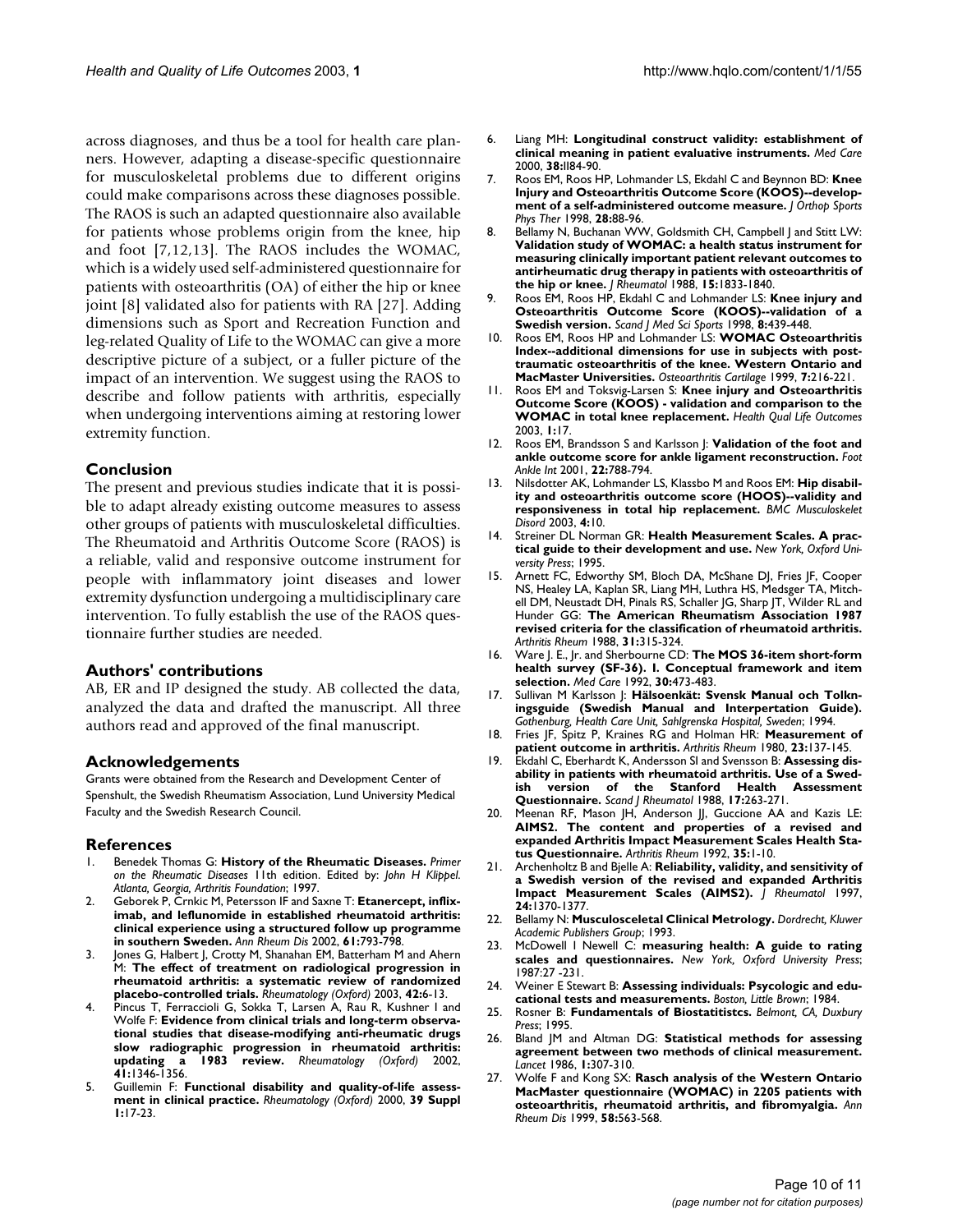across diagnoses, and thus be a tool for health care planners. However, adapting a disease-specific questionnaire for musculoskeletal problems due to different origins could make comparisons across these diagnoses possible. The RAOS is such an adapted questionnaire also available for patients whose problems origin from the knee, hip and foot [7,12,13]. The RAOS includes the WOMAC, which is a widely used self-administered questionnaire for patients with osteoarthritis (OA) of either the hip or knee joint [8] validated also for patients with RA [27]. Adding dimensions such as Sport and Recreation Function and leg-related Quality of Life to the WOMAC can give a more descriptive picture of a subject, or a fuller picture of the impact of an intervention. We suggest using the RAOS to describe and follow patients with arthritis, especially when undergoing interventions aiming at restoring lower extremity function.

## Conclusion

The present and previous studies indicate that it is possible to adapt already existing outcome measures to assess other groups of patients with musculoskeletal difficulties. The Rheumatoid and Arthritis Outcome Score (RAOS) is a reliable, valid and responsive outcome instrument for people with inflammatory joint diseases and lower extremity dysfunction undergoing a multidisciplinary care intervention. To fully establish the use of the RAOS questionnaire further studies are needed.

## Authors' contributions

AB, ER and IP designed the study. AB collected the data, analyzed the data and drafted the manuscript. All three authors read and approved of the final manuscript.

## Acknowledgements

Grants were obtained from the Research and Development Center of Spenshult, the Swedish Rheumatism Association, Lund University Medical Faculty and the Swedish Research Council.

## References

1. Benedek Thomas G: **History of the Rheumatic Diseases.** *Primer on the Rheumatic Diseases* 11th edition. Edited by: *John H Klippel. Atlanta, Georgia, Arthritis Foundation*; 1997.
2. Geborek P, Crnkic M, Petersson IF and Saxne T: **Etanercept, infliximab, and leflunomide in established rheumatoid arthritis: clinical experience using a structured follow up programme in southern Sweden.** *Ann Rheum Dis* 2002, **61:**793-798.
3. Jones G, Halbert J, Crotty M, Shanahan EM, Batterham M and Ahern M: **The effect of treatment on radiological progression in rheumatoid arthritis: a systematic review of randomized placebo-controlled trials.** *Rheumatology (Oxford)* 2003, **42:**6-13.
4. Pincus T, Ferraccioli G, Sokka T, Larsen A, Rau R, Kushner I and Wolfe F: **Evidence from clinical trials and long-term observational studies that disease-modifying anti-rheumatic drugs slow radiographic progression in rheumatoid arthritis: updating a 1983 review.** *Rheumatology (Oxford)* 2002, **41:**1346-1356.
5. Guillemin F: **Functional disability and quality-of-life assessment in clinical practice.** *Rheumatology (Oxford)* 2000, **39 Suppl 1:**17-23.
6. Liang MH: **Longitudinal construct validity: establishment of clinical meaning in patient evaluative instruments.** *Med Care* 2000, **38:**II84-90.
7. Roos EM, Roos HP, Lohmander LS, Ekdahl C and Beynnon BD: **Knee Injury and Osteoarthritis Outcome Score (KOOS)--development of a self-administered outcome measure.** *J Orthop Sports Phys Ther* 1998, **28:**88-96.
8. Bellamy N, Buchanan WW, Goldsmith CH, Campbell J and Stitt LW: **Validation study of WOMAC: a health status instrument for measuring clinically important patient relevant outcomes to antirheumatic drug therapy in patients with osteoarthritis of the hip or knee.** *J Rheumatol* 1988, **15:**1833-1840.
9. Roos EM, Roos HP, Ekdahl C and Lohmander LS: **Knee injury and Osteoarthritis Outcome Score (KOOS)--validation of a Swedish version.** *Scand J Med Sci Sports* 1998, **8:**439-448.
10. Roos EM, Roos HP and Lohmander LS: **WOMAC Osteoarthritis Index--additional dimensions for use in subjects with post-traumatic osteoarthritis of the knee. Western Ontario and MacMaster Universities.** *Osteoarthritis Cartilage* 1999, **7:**216-221.
11. Roos EM and Toksvig-Larsen S: **Knee injury and Osteoarthritis Outcome Score (KOOS) - validation and comparison to the WOMAC in total knee replacement.** *Health Qual Life Outcomes* 2003, **1:**17.
12. Roos EM, Brandsson S and Karlsson J: **Validation of the foot and ankle outcome score for ankle ligament reconstruction.** *Foot Ankle Int* 2001, **22:**788-794.
13. Nilsdotter AK, Lohmander LS, Klassbo M and Roos EM: **Hip disability and osteoarthritis outcome score (HOOS)--validity and responsiveness in total hip replacement.** *BMC Musculoskelet Disord* 2003, **4:**10.
14. Streiner DL Norman GR: **Health Measurement Scales. A practical guide to their development and use.** *New York, Oxford University Press*; 1995.
15. Arnett FC, Edworthy SM, Bloch DA, McShane DJ, Fries JF, Cooper NS, Healey LA, Kaplan SR, Liang MH, Luthra HS, Medsger TA, Mitchell DM, Neustadt DH, Pinals RS, Schaller JG, Sharp JT, Wilder RL and Hunder GG: **The American Rheumatism Association 1987 revised criteria for the classification of rheumatoid arthritis.** *Arthritis Rheum* 1988, **31:**315-324.
16. Ware J. E., Jr. and Sherbourne CD: **The MOS 36-item short-form health survey (SF-36). I. Conceptual framework and item selection.** *Med Care* 1992, **30:**473-483.
17. Sullivan M Karlsson J: **Hälsoenkät: Svensk Manual och Tolkningsguide (Swedish Manual and Interpertation Guide).** *Gothenburg, Health Care Unit, Sahlgrenska Hospital, Sweden*; 1994.
18. Fries JF, Spitz P, Kraines RG and Holman HR: **Measurement of patient outcome in arthritis.** *Arthritis Rheum* 1980, **23:**137-145.
19. Ekdahl C, Eberhardt K, Andersson SI and Svensson B: **Assessing disability in patients with rheumatoid arthritis. Use of a Swedish version of the Stanford Health Assessment Questionnaire.** *Scand J Rheumatol* 1988, **17:**263-271.
20. Meenan RF, Mason JH, Anderson JJ, Guccione AA and Kazis LE: **AIMS2. The content and properties of a revised and expanded Arthritis Impact Measurement Scales Health Status Questionnaire.** *Arthritis Rheum* 1992, **35:**1-10.
21. Archenholtz B and Bjelle A: **Reliability, validity, and sensitivity of a Swedish version of the revised and expanded Arthritis Impact Measurement Scales (AIMS2).** *J Rheumatol* 1997, **24:**1370-1377.
22. Bellamy N: **Musculosceletal Clinical Metrology.** *Dordrecht, Kluwer Academic Publishers Group*; 1993.
23. McDowell I Newell C: **measuring health: A guide to rating scales and questionnaires.** *New York, Oxford University Press*; 1987:27 -231.
24. Weiner E Stewart B: **Assessing individuals: Psycologic and educational tests and measurements.** *Boston, Little Brown*; 1984.
25. Rosner B: **Fundamentals of Biostatitstcs.** *Belmont, CA, Duxbury Press*; 1995.
26. Bland JM and Altman DG: **Statistical methods for assessing agreement between two methods of clinical measurement.** *Lancet* 1986, **1:**307-310.
27. Wolfe F and Kong SX: **Rasch analysis of the Western Ontario MacMaster questionnaire (WOMAC) in 2205 patients with osteoarthritis, rheumatoid arthritis, and fibromyalgia.** *Ann Rheum Dis* 1999, **58:**563-568.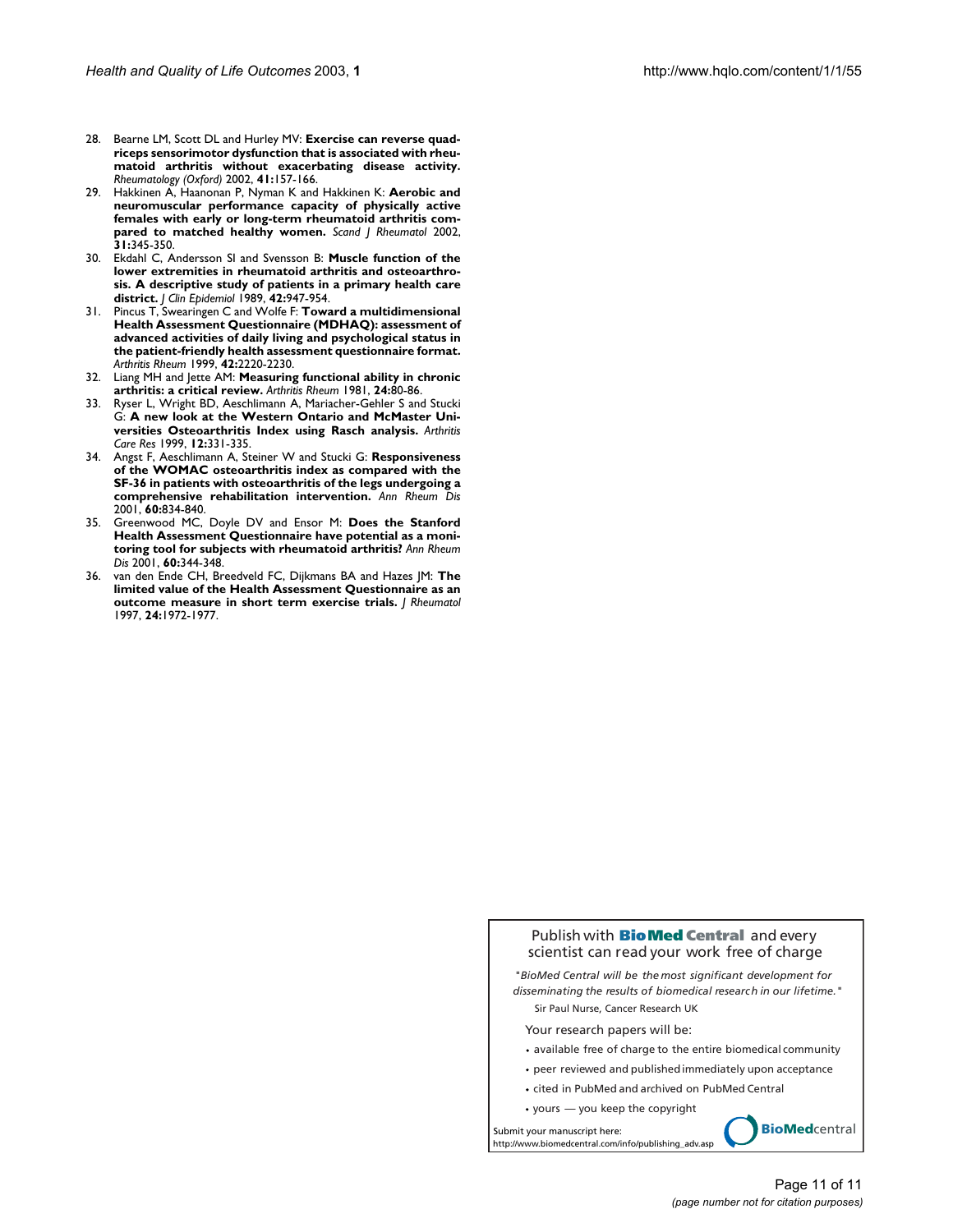28. Bearne LM, Scott DL and Hurley MV: **Exercise can reverse quadriceps sensorimotor dysfunction that is associated with rheumatoid arthritis without exacerbating disease activity.** *Rheumatology (Oxford)* 2002, **41:**157-166.
29. Hakkinen A, Haanonan P, Nyman K and Hakkinen K: **Aerobic and neuromuscular performance capacity of physically active females with early or long-term rheumatoid arthritis compared to matched healthy women.** *Scand J Rheumatol* 2002, **31:**345-350.
30. Ekdahl C, Andersson SI and Svensson B: **Muscle function of the lower extremities in rheumatoid arthritis and osteoarthrosis. A descriptive study of patients in a primary health care district.** *J Clin Epidemiol* 1989, **42:**947-954.
31. Pincus T, Swearingen C and Wolfe F: **Toward a multidimensional Health Assessment Questionnaire (MDHAQ): assessment of advanced activities of daily living and psychological status in the patient-friendly health assessment questionnaire format.** *Arthritis Rheum* 1999, **42:**2220-2230.
32. Liang MH and Jette AM: **Measuring functional ability in chronic arthritis: a critical review.** *Arthritis Rheum* 1981, **24:**80-86.
33. Ryser L, Wright BD, Aeschlimann A, Mariacher-Gehler S and Stucki G: **A new look at the Western Ontario and McMaster Universities Osteoarthritis Index using Rasch analysis.** *Arthritis Care Res* 1999, **12:**331-335.
34. Angst F, Aeschlimann A, Steiner W and Stucki G: **Responsiveness of the WOMAC osteoarthritis index as compared with the SF-36 in patients with osteoarthritis of the legs undergoing a comprehensive rehabilitation intervention.** *Ann Rheum Dis* 2001, **60:**834-840.
35. Greenwood MC, Doyle DV and Ensor M: **Does the Stanford Health Assessment Questionnaire have potential as a monitoring tool for subjects with rheumatoid arthritis?** *Ann Rheum Dis* 2001, **60:**344-348.
36. van den Ende CH, Breedveld FC, Dijkmans BA and Hazes JM: **The limited value of the Health Assessment Questionnaire as an outcome measure in short term exercise trials.** *J Rheumatol* 1997, **24:**1972-1977.

Publish with **BioMed Central** and every scientist can read your work free of charge

*"BioMed Central will be the most significant development for disseminating the results of biomedical research in our lifetime."*

Sir Paul Nurse, Cancer Research UK

Your research papers will be:

- available free of charge to the entire biomedical community
- peer reviewed and published immediately upon acceptance
- cited in PubMed and archived on PubMed Central
- yours — you keep the copyright

Submit your manuscript here:
http://www.biomedcentral.com/info/publishing_adv.asp

**BioMed**central